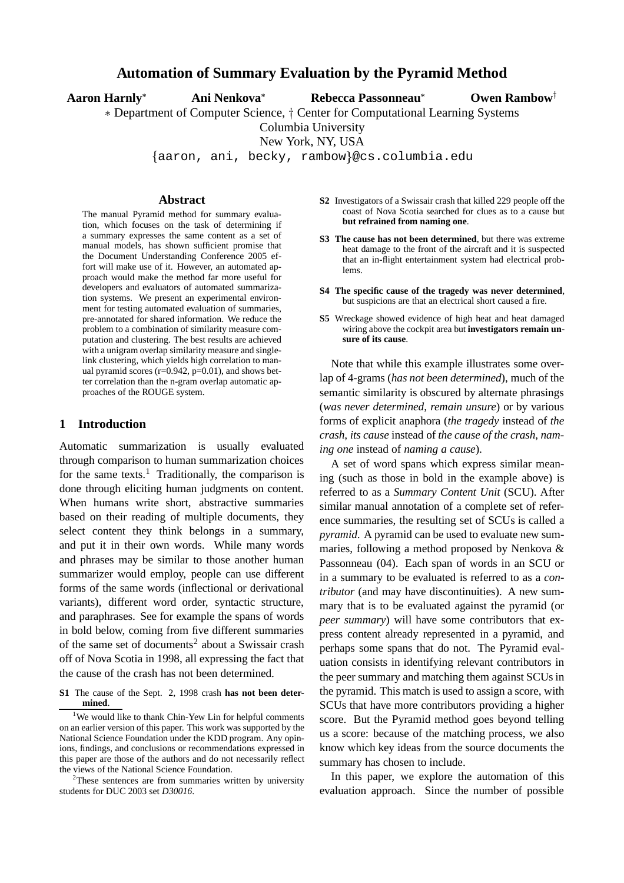# Automation of Summary Evaluation by the Pyramid Method

**Aaron Harnly**[*] **Ani Nenkova**[*] **Rebecca Passonneau**[*] **Owen Rambow**[†]

[*] Department of Computer Science, [†] Center for Computational Learning Systems
Columbia University
New York, NY, USA
{aaron, ani, becky, rambow}@cs.columbia.edu

## Abstract

The manual Pyramid method for summary evaluation, which focuses on the task of determining if a summary expresses the same content as a set of manual models, has shown sufficient promise that the Document Understanding Conference 2005 effort will make use of it. However, an automated approach would make the method far more useful for developers and evaluators of automated summarization systems. We present an experimental environment for testing automated evaluation of summaries, pre-annotated for shared information. We reduce the problem to a combination of similarity measure computation and clustering. The best results are achieved with a unigram overlap similarity measure and single-link clustering, which yields high correlation to manual pyramid scores (r=0.942, p=0.01), and shows better correlation than the n-gram overlap automatic approaches of the ROUGE system.

## 1 Introduction

Automatic summarization is usually evaluated through comparison to human summarization choices for the same texts.[1] Traditionally, the comparison is done through eliciting human judgments on content. When humans write short, abstractive summaries based on their reading of multiple documents, they select content they think belongs in a summary, and put it in their own words. While many words and phrases may be similar to those another human summarizer would employ, people can use different forms of the same words (inflectional or derivational variants), different word order, syntactic structure, and paraphrases. See for example the spans of words in bold below, coming from five different summaries of the same set of documents[2] about a Swissair crash off of Nova Scotia in 1998, all expressing the fact that the cause of the crash has not been determined.

**S1** The cause of the Sept. 2, 1998 crash **has not been determined**.

**S2** Investigators of a Swissair crash that killed 229 people off the coast of Nova Scotia searched for clues as to a cause but **but refrained from naming one**.

**S3** **The cause has not been determined**, but there was extreme heat damage to the front of the aircraft and it is suspected that an in-flight entertainment system had electrical problems.

**S4** **The specific cause of the tragedy was never determined**, but suspicions are that an electrical short caused a fire.

**S5** Wreckage showed evidence of high heat and heat damaged wiring above the cockpit area but **investigators remain unsure of its cause**.

Note that while this example illustrates some overlap of 4-grams (*has not been determined*), much of the semantic similarity is obscured by alternate phrasings (*was never determined*, *remain unsure*) or by various forms of explicit anaphora (*the tragedy* instead of *the crash*, *its cause* instead of *the cause of the crash*, *naming one* instead of *naming a cause*).

A set of word spans which express similar meaning (such as those in bold in the example above) is referred to as a *Summary Content Unit* (SCU). After similar manual annotation of a complete set of reference summaries, the resulting set of SCUs is called a *pyramid*. A pyramid can be used to evaluate new summaries, following a method proposed by Nenkova & Passonneau (04). Each span of words in an SCU or in a summary to be evaluated is referred to as a *contributor* (and may have discontinuities). A new summary that is to be evaluated against the pyramid (or *peer summary*) will have some contributors that express content already represented in a pyramid, and perhaps some spans that do not. The Pyramid evaluation consists in identifying relevant contributors in the peer summary and matching them against SCUs in the pyramid. This match is used to assign a score, with SCUs that have more contributors providing a higher score. But the Pyramid method goes beyond telling us a score: because of the matching process, we also know which key ideas from the source documents the summary has chosen to include.

In this paper, we explore the automation of this evaluation approach. Since the number of possible

[1] We would like to thank Chin-Yew Lin for helpful comments on an earlier version of this paper. This work was supported by the National Science Foundation under the KDD program. Any opinions, findings, and conclusions or recommendations expressed in this paper are those of the authors and do not necessarily reflect the views of the National Science Foundation.

[2] These sentences are from summaries written by university students for DUC 2003 set *D30016*.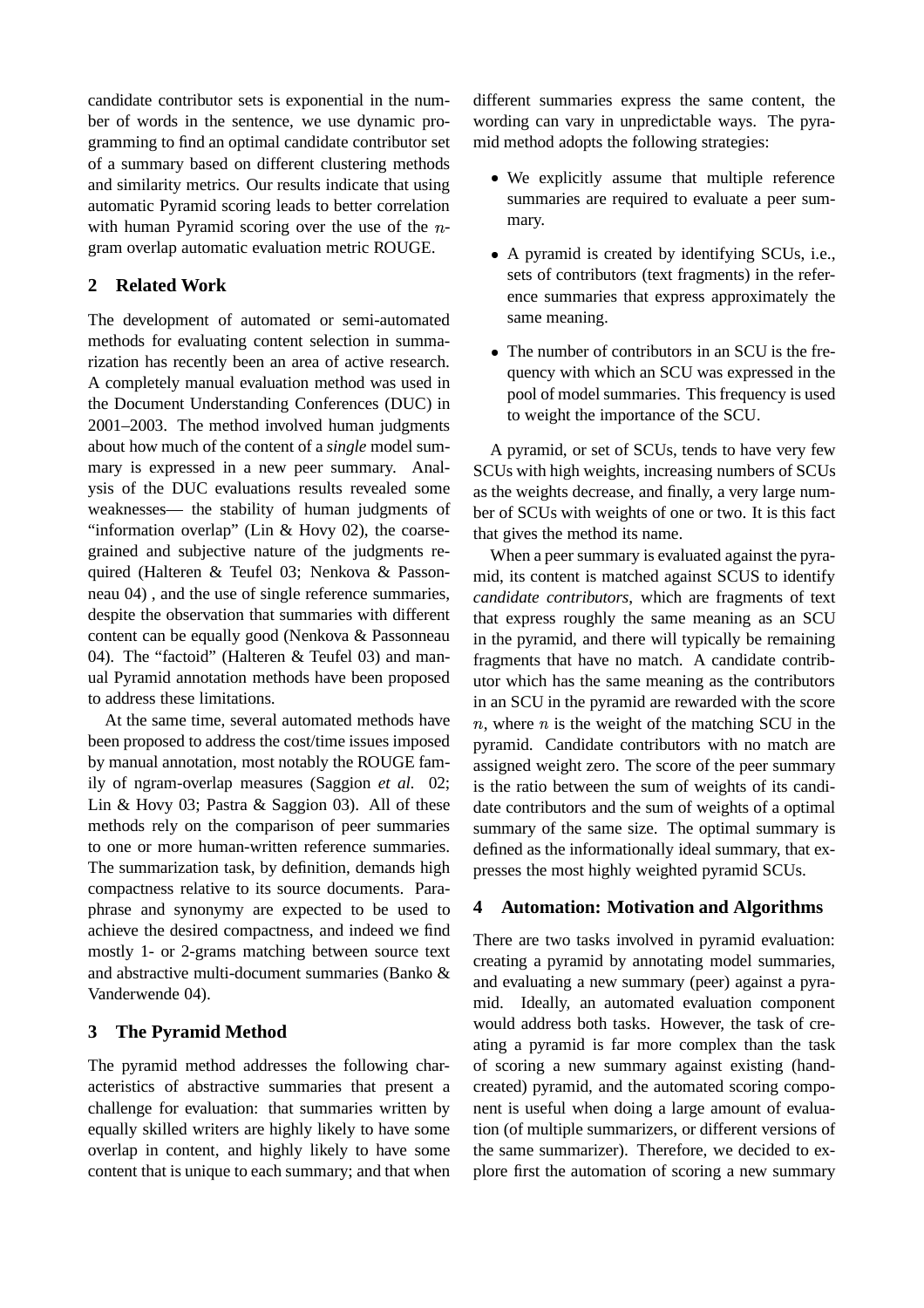candidate contributor sets is exponential in the number of words in the sentence, we use dynamic programming to find an optimal candidate contributor set of a summary based on different clustering methods and similarity metrics. Our results indicate that using automatic Pyramid scoring leads to better correlation with human Pyramid scoring over the use of the $n$-gram overlap automatic evaluation metric ROUGE.

## 2 Related Work

The development of automated or semi-automated methods for evaluating content selection in summarization has recently been an area of active research. A completely manual evaluation method was used in the Document Understanding Conferences (DUC) in 2001–2003. The method involved human judgments about how much of the content of a *single* model summary is expressed in a new peer summary. Analysis of the DUC evaluations results revealed some weaknesses— the stability of human judgments of "information overlap" (Lin & Hovy 02), the coarse-grained and subjective nature of the judgments required (Halteren & Teufel 03; Nenkova & Passonneau 04) , and the use of single reference summaries, despite the observation that summaries with different content can be equally good (Nenkova & Passonneau 04). The "factoid" (Halteren & Teufel 03) and manual Pyramid annotation methods have been proposed to address these limitations.

At the same time, several automated methods have been proposed to address the cost/time issues imposed by manual annotation, most notably the ROUGE family of ngram-overlap measures (Saggion *et al.* 02; Lin & Hovy 03; Pastra & Saggion 03). All of these methods rely on the comparison of peer summaries to one or more human-written reference summaries. The summarization task, by definition, demands high compactness relative to its source documents. Paraphrase and synonymy are expected to be used to achieve the desired compactness, and indeed we find mostly 1- or 2-grams matching between source text and abstractive multi-document summaries (Banko & Vanderwende 04).

## 3 The Pyramid Method

The pyramid method addresses the following characteristics of abstractive summaries that present a challenge for evaluation: that summaries written by equally skilled writers are highly likely to have some overlap in content, and highly likely to have some content that is unique to each summary; and that when different summaries express the same content, the wording can vary in unpredictable ways. The pyramid method adopts the following strategies:

- We explicitly assume that multiple reference summaries are required to evaluate a peer summary.
- A pyramid is created by identifying SCUs, i.e., sets of contributors (text fragments) in the reference summaries that express approximately the same meaning.
- The number of contributors in an SCU is the frequency with which an SCU was expressed in the pool of model summaries. This frequency is used to weight the importance of the SCU.

A pyramid, or set of SCUs, tends to have very few SCUs with high weights, increasing numbers of SCUs as the weights decrease, and finally, a very large number of SCUs with weights of one or two. It is this fact that gives the method its name.

When a peer summary is evaluated against the pyramid, its content is matched against SCUS to identify *candidate contributors*, which are fragments of text that express roughly the same meaning as an SCU in the pyramid, and there will typically be remaining fragments that have no match. A candidate contributor which has the same meaning as the contributors in an SCU in the pyramid are rewarded with the score $n$, where $n$ is the weight of the matching SCU in the pyramid. Candidate contributors with no match are assigned weight zero. The score of the peer summary is the ratio between the sum of weights of its candidate contributors and the sum of weights of a optimal summary of the same size. The optimal summary is defined as the informationally ideal summary, that expresses the most highly weighted pyramid SCUs.

## 4 Automation: Motivation and Algorithms

There are two tasks involved in pyramid evaluation: creating a pyramid by annotating model summaries, and evaluating a new summary (peer) against a pyramid. Ideally, an automated evaluation component would address both tasks. However, the task of creating a pyramid is far more complex than the task of scoring a new summary against existing (hand-created) pyramid, and the automated scoring component is useful when doing a large amount of evaluation (of multiple summarizers, or different versions of the same summarizer). Therefore, we decided to explore first the automation of scoring a new summary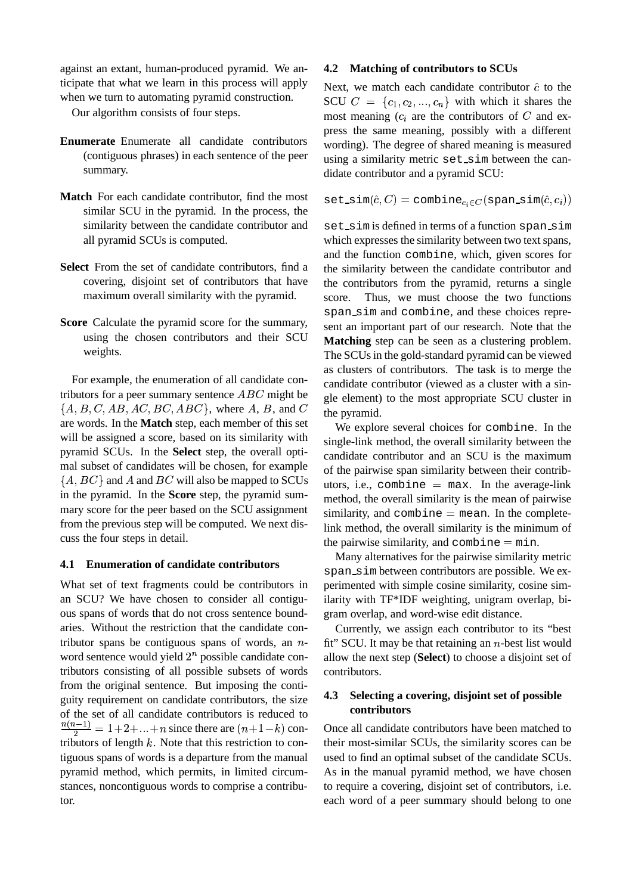against an extant, human-produced pyramid. We anticipate that what we learn in this process will apply when we turn to automating pyramid construction.

Our algorithm consists of four steps.

**Enumerate** Enumerate all candidate contributors (contiguous phrases) in each sentence of the peer summary.

**Match** For each candidate contributor, find the most similar SCU in the pyramid. In the process, the similarity between the candidate contributor and all pyramid SCUs is computed.

**Select** From the set of candidate contributors, find a covering, disjoint set of contributors that have maximum overall similarity with the pyramid.

**Score** Calculate the pyramid score for the summary, using the chosen contributors and their SCU weights.

For example, the enumeration of all candidate contributors for a peer summary sentence $ABC$ might be $\{A, B, C, AB, AC, BC, ABC\}$, where $A$, $B$, and $C$ are words. In the **Match** step, each member of this set will be assigned a score, based on its similarity with pyramid SCUs. In the **Select** step, the overall optimal subset of candidates will be chosen, for example $\{A, BC\}$ and $A$ and $BC$ will also be mapped to SCUs in the pyramid. In the **Score** step, the pyramid summary score for the peer based on the SCU assignment from the previous step will be computed. We next discuss the four steps in detail.

### 4.1 Enumeration of candidate contributors

What set of text fragments could be contributors in an SCU? We have chosen to consider all contiguous spans of words that do not cross sentence boundaries. Without the restriction that the candidate contributor spans be contiguous spans of words, an $n$-word sentence would yield $2^n$ possible candidate contributors consisting of all possible subsets of words from the original sentence. But imposing the contiguity requirement on candidate contributors, the size of the set of all candidate contributors is reduced to $\frac{n(n-1)}{2} = 1+2+...+n$ since there are $(n+1-k)$ contributors of length $k$. Note that this restriction to contiguous spans of words is a departure from the manual pyramid method, which permits, in limited circumstances, noncontiguous words to comprise a contributor.

### 4.2 Matching of contributors to SCUs

Next, we match each candidate contributor $\hat{c}$ to the SCU $C = \{c_1, c_2, ..., c_n\}$ with which it shares the most meaning ($c_i$ are the contributors of $C$ and express the same meaning, possibly with a different wording). The degree of shared meaning is measured using a similarity metric `set_sim` between the candidate contributor and a pyramid SCU:

$$\texttt{set\_sim}(\hat{c}, C) = \texttt{combine}_{c_i \in C}(\texttt{span\_sim}(\hat{c}, c_i))$$

`set_sim` is defined in terms of a function `span_sim` which expresses the similarity between two text spans, and the function `combine`, which, given scores for the similarity between the candidate contributor and the contributors from the pyramid, returns a single score. Thus, we must choose the two functions `span_sim` and `combine`, and these choices represent an important part of our research. Note that the **Matching** step can be seen as a clustering problem. The SCUs in the gold-standard pyramid can be viewed as clusters of contributors. The task is to merge the candidate contributor (viewed as a cluster with a single element) to the most appropriate SCU cluster in the pyramid.

We explore several choices for `combine`. In the single-link method, the overall similarity between the candidate contributor and an SCU is the maximum of the pairwise span similarity between their contributors, i.e., `combine` = `max`. In the average-link method, the overall similarity is the mean of pairwise similarity, and `combine` = `mean`. In the complete-link method, the overall similarity is the minimum of the pairwise similarity, and `combine` = `min`.

Many alternatives for the pairwise similarity metric `span_sim` between contributors are possible. We experimented with simple cosine similarity, cosine similarity with TF*IDF weighting, unigram overlap, bigram overlap, and word-wise edit distance.

Currently, we assign each contributor to its "best fit" SCU. It may be that retaining an $n$-best list would allow the next step (**Select**) to choose a disjoint set of contributors.

### 4.3 Selecting a covering, disjoint set of possible contributors

Once all candidate contributors have been matched to their most-similar SCUs, the similarity scores can be used to find an optimal subset of the candidate SCUs. As in the manual pyramid method, we have chosen to require a covering, disjoint set of contributors, i.e. each word of a peer summary should belong to one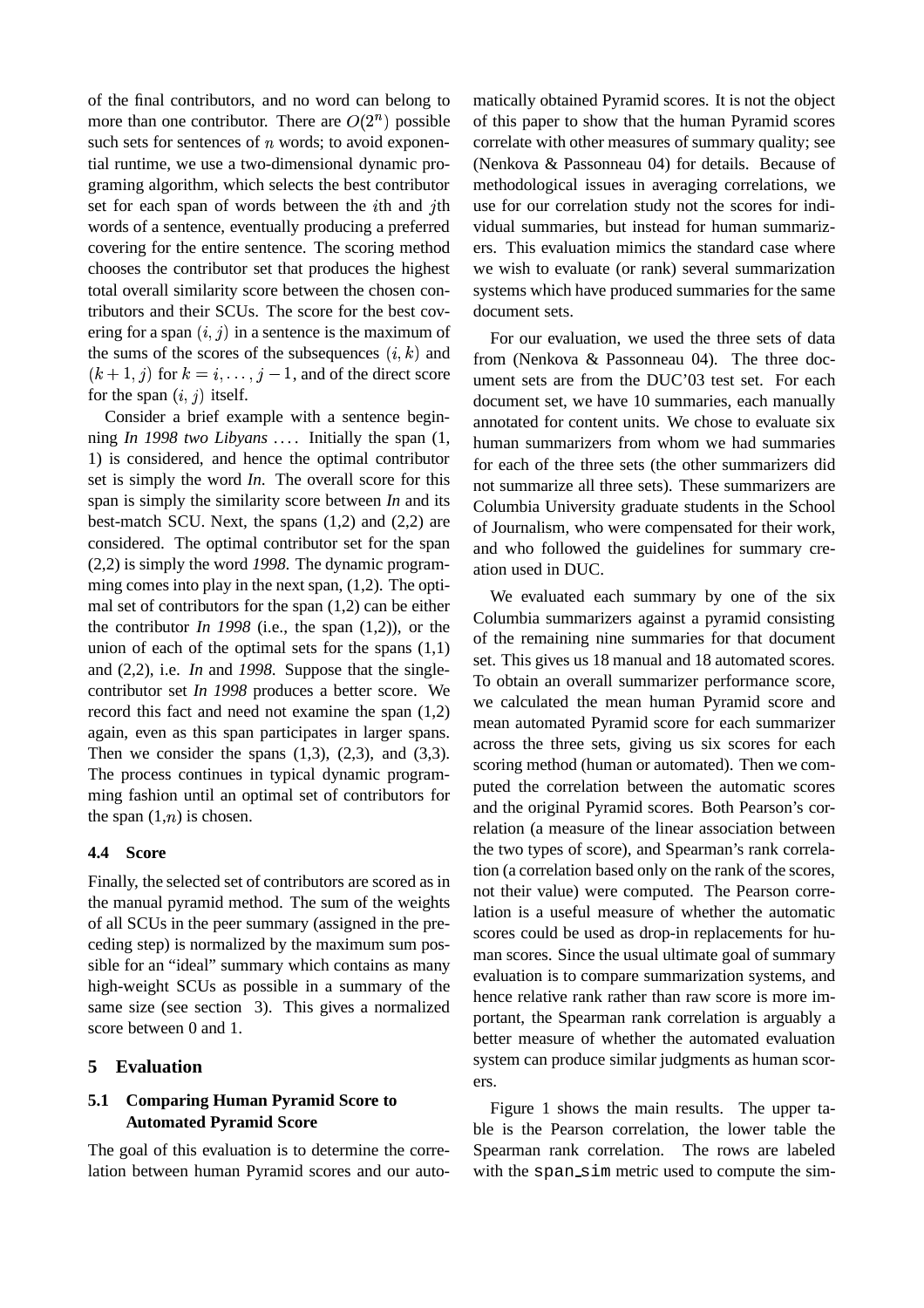of the final contributors, and no word can belong to more than one contributor. There are $O(2^n)$ possible such sets for sentences of $n$ words; to avoid exponential runtime, we use a two-dimensional dynamic programing algorithm, which selects the best contributor set for each span of words between the $i$th and $j$th words of a sentence, eventually producing a preferred covering for the entire sentence. The scoring method chooses the contributor set that produces the highest total overall similarity score between the chosen contributors and their SCUs. The score for the best covering for a span $(i, j)$ in a sentence is the maximum of the sums of the scores of the subsequences $(i, k)$ and $(k+1, j)$ for $k = i, \ldots, j-1$, and of the direct score for the span $(i, j)$ itself.

Consider a brief example with a sentence beginning *In 1998 two Libyans* .... Initially the span (1, 1) is considered, and hence the optimal contributor set is simply the word *In*. The overall score for this span is simply the similarity score between *In* and its best-match SCU. Next, the spans (1,2) and (2,2) are considered. The optimal contributor set for the span (2,2) is simply the word *1998*. The dynamic programming comes into play in the next span, (1,2). The optimal set of contributors for the span (1,2) can be either the contributor *In 1998* (i.e., the span (1,2)), or the union of each of the optimal sets for the spans (1,1) and (2,2), i.e. *In* and *1998*. Suppose that the single-contributor set *In 1998* produces a better score. We record this fact and need not examine the span (1,2) again, even as this span participates in larger spans. Then we consider the spans (1,3), (2,3), and (3,3). The process continues in typical dynamic programming fashion until an optimal set of contributors for the span (1,$n$) is chosen.

### 4.4 Score

Finally, the selected set of contributors are scored as in the manual pyramid method. The sum of the weights of all SCUs in the peer summary (assigned in the preceding step) is normalized by the maximum sum possible for an "ideal" summary which contains as many high-weight SCUs as possible in a summary of the same size (see section 3). This gives a normalized score between 0 and 1.

## 5 Evaluation

### 5.1 Comparing Human Pyramid Score to Automated Pyramid Score

The goal of this evaluation is to determine the correlation between human Pyramid scores and our automatically obtained Pyramid scores. It is not the object of this paper to show that the human Pyramid scores correlate with other measures of summary quality; see (Nenkova & Passonneau 04) for details. Because of methodological issues in averaging correlations, we use for our correlation study not the scores for individual summaries, but instead for human summarizers. This evaluation mimics the standard case where we wish to evaluate (or rank) several summarization systems which have produced summaries for the same document sets.

For our evaluation, we used the three sets of data from (Nenkova & Passonneau 04). The three document sets are from the DUC'03 test set. For each document set, we have 10 summaries, each manually annotated for content units. We chose to evaluate six human summarizers from whom we had summaries for each of the three sets (the other summarizers did not summarize all three sets). These summarizers are Columbia University graduate students in the School of Journalism, who were compensated for their work, and who followed the guidelines for summary creation used in DUC.

We evaluated each summary by one of the six Columbia summarizers against a pyramid consisting of the remaining nine summaries for that document set. This gives us 18 manual and 18 automated scores. To obtain an overall summarizer performance score, we calculated the mean human Pyramid score and mean automated Pyramid score for each summarizer across the three sets, giving us six scores for each scoring method (human or automated). Then we computed the correlation between the automatic scores and the original Pyramid scores. Both Pearson's correlation (a measure of the linear association between the two types of score), and Spearman's rank correlation (a correlation based only on the rank of the scores, not their value) were computed. The Pearson correlation is a useful measure of whether the automatic scores could be used as drop-in replacements for human scores. Since the usual ultimate goal of summary evaluation is to compare summarization systems, and hence relative rank rather than raw score is more important, the Spearman rank correlation is arguably a better measure of whether the automated evaluation system can produce similar judgments as human scorers.

Figure 1 shows the main results. The upper table is the Pearson correlation, the lower table the Spearman rank correlation. The rows are labeled with the `span_sim` metric used to compute the sim-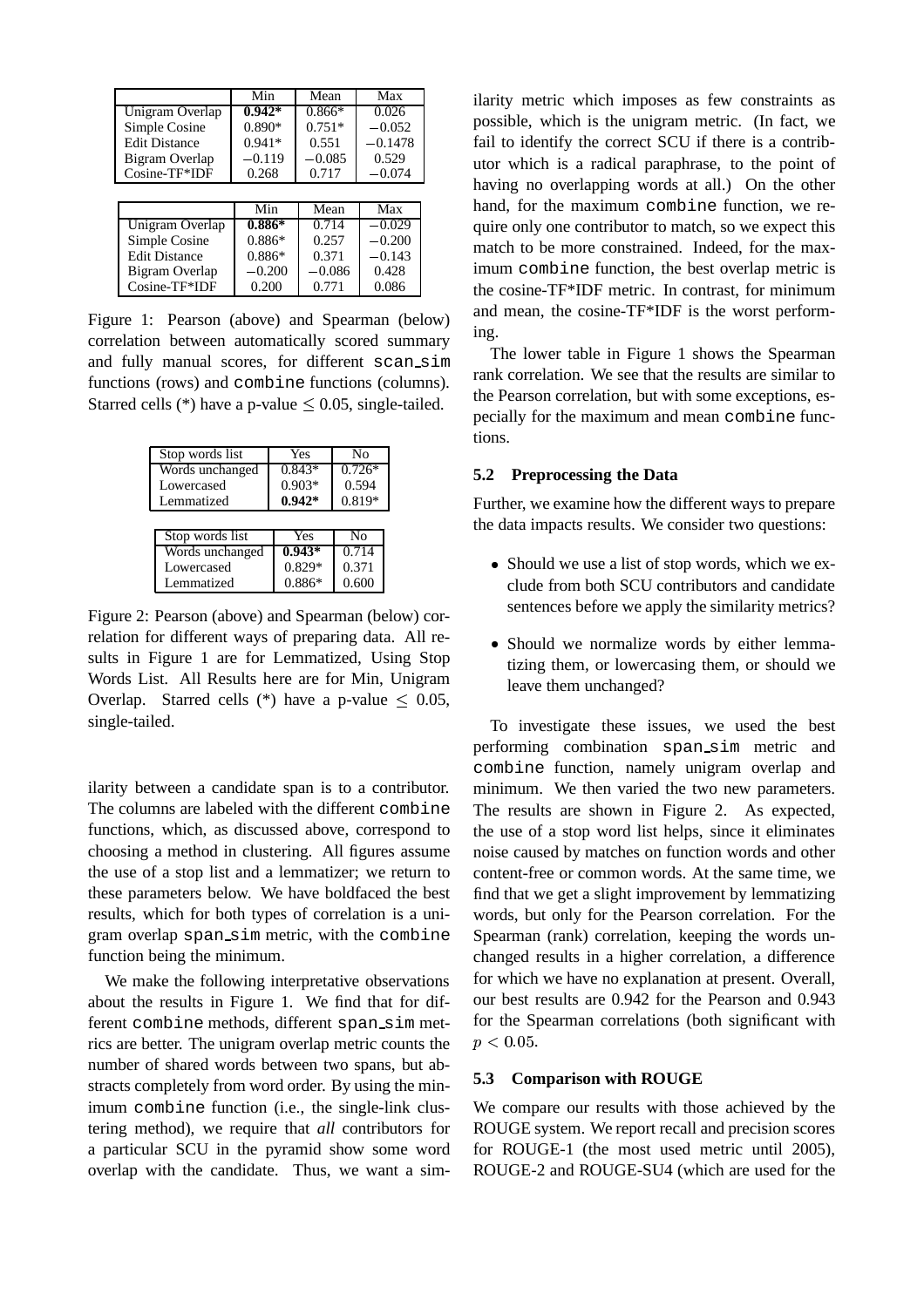|  | Min | Mean | Max |
|---|---|---|---|
| Unigram Overlap | **0.942*** | 0.866* | 0.026 |
| Simple Cosine | 0.890* | 0.751* | −0.052 |
| Edit Distance | 0.941* | 0.551 | −0.1478 |
| Bigram Overlap | −0.119 | −0.085 | 0.529 |
| Cosine-TF*IDF | 0.268 | 0.717 | −0.074 |

|  | Min | Mean | Max |
|---|---|---|---|
| Unigram Overlap | **0.886*** | 0.714 | −0.029 |
| Simple Cosine | 0.886* | 0.257 | −0.200 |
| Edit Distance | 0.886* | 0.371 | −0.143 |
| Bigram Overlap | −0.200 | −0.086 | 0.428 |
| Cosine-TF*IDF | 0.200 | 0.771 | 0.086 |

Figure 1: Pearson (above) and Spearman (below) correlation between automatically scored summary and fully manual scores, for different scan_sim functions (rows) and combine functions (columns). Starred cells (*) have a p-value $\leq 0.05$, single-tailed.

| Stop words list | Yes | No |
|---|---|---|
| Words unchanged | 0.843* | 0.726* |
| Lowercased | 0.903* | 0.594 |
| Lemmatized | **0.942*** | 0.819* |

| Stop words list | Yes | No |
|---|---|---|
| Words unchanged | **0.943*** | 0.714 |
| Lowercased | 0.829* | 0.371 |
| Lemmatized | 0.886* | 0.600 |

Figure 2: Pearson (above) and Spearman (below) correlation for different ways of preparing data. All results in Figure 1 are for Lemmatized, Using Stop Words List. All Results here are for Min, Unigram Overlap. Starred cells (*) have a p-value $\leq 0.05$, single-tailed.

ilarity between a candidate span is to a contributor. The columns are labeled with the different combine functions, which, as discussed above, correspond to choosing a method in clustering. All figures assume the use of a stop list and a lemmatizer; we return to these parameters below. We have boldfaced the best results, which for both types of correlation is a unigram overlap span_sim metric, with the combine function being the minimum.

We make the following interpretative observations about the results in Figure 1. We find that for different combine methods, different span_sim metrics are better. The unigram overlap metric counts the number of shared words between two spans, but abstracts completely from word order. By using the minimum combine function (i.e., the single-link clustering method), we require that *all* contributors for a particular SCU in the pyramid show some word overlap with the candidate. Thus, we want a similarity metric which imposes as few constraints as possible, which is the unigram metric. (In fact, we fail to identify the correct SCU if there is a contributor which is a radical paraphrase, to the point of having no overlapping words at all.) On the other hand, for the maximum combine function, we require only one contributor to match, so we expect this match to be more constrained. Indeed, for the maximum combine function, the best overlap metric is the cosine-TF*IDF metric. In contrast, for minimum and mean, the cosine-TF*IDF is the worst performing.

The lower table in Figure 1 shows the Spearman rank correlation. We see that the results are similar to the Pearson correlation, but with some exceptions, especially for the maximum and mean combine functions.

### 5.2 Preprocessing the Data

Further, we examine how the different ways to prepare the data impacts results. We consider two questions:

- Should we use a list of stop words, which we exclude from both SCU contributors and candidate sentences before we apply the similarity metrics?
- Should we normalize words by either lemmatizing them, or lowercasing them, or should we leave them unchanged?

To investigate these issues, we used the best performing combination span_sim metric and combine function, namely unigram overlap and minimum. We then varied the two new parameters. The results are shown in Figure 2. As expected, the use of a stop word list helps, since it eliminates noise caused by matches on function words and other content-free or common words. At the same time, we find that we get a slight improvement by lemmatizing words, but only for the Pearson correlation. For the Spearman (rank) correlation, keeping the words unchanged results in a higher correlation, a difference for which we have no explanation at present. Overall, our best results are 0.942 for the Pearson and 0.943 for the Spearman correlations (both significant with $p < 0.05$.

### 5.3 Comparison with ROUGE

We compare our results with those achieved by the ROUGE system. We report recall and precision scores for ROUGE-1 (the most used metric until 2005), ROUGE-2 and ROUGE-SU4 (which are used for the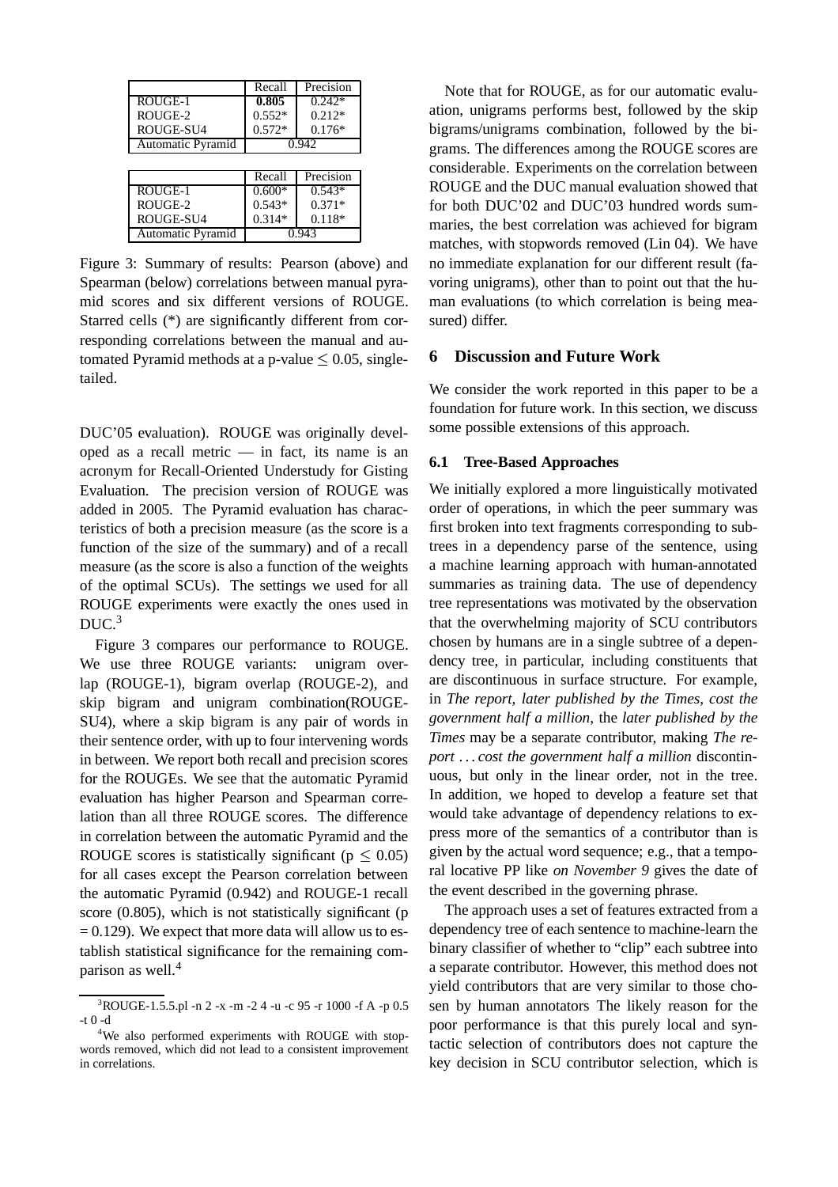| | Recall | Precision |
|---|---|---|
| ROUGE-1 | **0.805** | 0.242* |
| ROUGE-2 | 0.552* | 0.212* |
| ROUGE-SU4 | 0.572* | 0.176* |
| Automatic Pyramid | 0.942 | |

| | Recall | Precision |
|---|---|---|
| ROUGE-1 | 0.600* | 0.543* |
| ROUGE-2 | 0.543* | 0.371* |
| ROUGE-SU4 | 0.314* | 0.118* |
| Automatic Pyramid | 0.943 | |

Figure 3: Summary of results: Pearson (above) and Spearman (below) correlations between manual pyramid scores and six different versions of ROUGE. Starred cells (*) are significantly different from corresponding correlations between the manual and automated Pyramid methods at a p-value $\leq 0.05$, single-tailed.

DUC'05 evaluation). ROUGE was originally developed as a recall metric — in fact, its name is an acronym for Recall-Oriented Understudy for Gisting Evaluation. The precision version of ROUGE was added in 2005. The Pyramid evaluation has characteristics of both a precision measure (as the score is a function of the size of the summary) and of a recall measure (as the score is also a function of the weights of the optimal SCUs). The settings we used for all ROUGE experiments were exactly the ones used in DUC.[3]

Figure 3 compares our performance to ROUGE. We use three ROUGE variants: unigram overlap (ROUGE-1), bigram overlap (ROUGE-2), and skip bigram and unigram combination(ROUGE-SU4), where a skip bigram is any pair of words in their sentence order, with up to four intervening words in between. We report both recall and precision scores for the ROUGEs. We see that the automatic Pyramid evaluation has higher Pearson and Spearman correlation than all three ROUGE scores. The difference in correlation between the automatic Pyramid and the ROUGE scores is statistically significant ($p \leq 0.05$) for all cases except the Pearson correlation between the automatic Pyramid (0.942) and ROUGE-1 recall score (0.805), which is not statistically significant ($p = 0.129$). We expect that more data will allow us to establish statistical significance for the remaining comparison as well.[4]

[3] ROUGE-1.5.5.pl -n 2 -x -m -2 4 -u -c 95 -r 1000 -f A -p 0.5 -t 0 -d

[4] We also performed experiments with ROUGE with stopwords removed, which did not lead to a consistent improvement in correlations.

Note that for ROUGE, as for our automatic evaluation, unigrams performs best, followed by the skip bigrams/unigrams combination, followed by the bigrams. The differences among the ROUGE scores are considerable. Experiments on the correlation between ROUGE and the DUC manual evaluation showed that for both DUC'02 and DUC'03 hundred words summaries, the best correlation was achieved for bigram matches, with stopwords removed (Lin 04). We have no immediate explanation for our different result (favoring unigrams), other than to point out that the human evaluations (to which correlation is being measured) differ.

## 6 Discussion and Future Work

We consider the work reported in this paper to be a foundation for future work. In this section, we discuss some possible extensions of this approach.

### 6.1 Tree-Based Approaches

We initially explored a more linguistically motivated order of operations, in which the peer summary was first broken into text fragments corresponding to subtrees in a dependency parse of the sentence, using a machine learning approach with human-annotated summaries as training data. The use of dependency tree representations was motivated by the observation that the overwhelming majority of SCU contributors chosen by humans are in a single subtree of a dependency tree, in particular, including constituents that are discontinuous in surface structure. For example, in *The report, later published by the Times, cost the government half a million*, the *later published by the Times* may be a separate contributor, making *The report ... cost the government half a million* discontinuous, but only in the linear order, not in the tree. In addition, we hoped to develop a feature set that would take advantage of dependency relations to express more of the semantics of a contributor than is given by the actual word sequence; e.g., that a temporal locative PP like *on November 9* gives the date of the event described in the governing phrase.

The approach uses a set of features extracted from a dependency tree of each sentence to machine-learn the binary classifier of whether to "clip" each subtree into a separate contributor. However, this method does not yield contributors that are very similar to those chosen by human annotators The likely reason for the poor performance is that this purely local and syntactic selection of contributors does not capture the key decision in SCU contributor selection, which is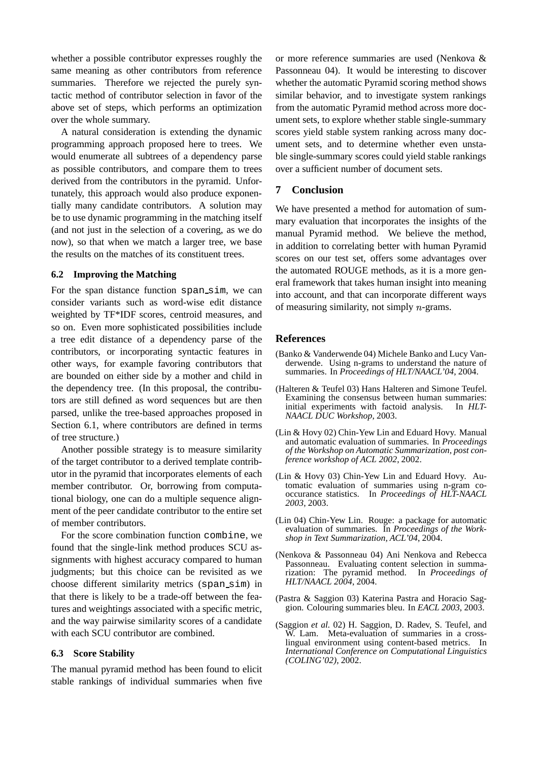whether a possible contributor expresses roughly the same meaning as other contributors from reference summaries. Therefore we rejected the purely syntactic method of contributor selection in favor of the above set of steps, which performs an optimization over the whole summary.

A natural consideration is extending the dynamic programming approach proposed here to trees. We would enumerate all subtrees of a dependency parse as possible contributors, and compare them to trees derived from the contributors in the pyramid. Unfortunately, this approach would also produce exponentially many candidate contributors. A solution may be to use dynamic programming in the matching itself (and not just in the selection of a covering, as we do now), so that when we match a larger tree, we base the results on the matches of its constituent trees.

### 6.2 Improving the Matching

For the span distance function `span_sim`, we can consider variants such as word-wise edit distance weighted by TF*IDF scores, centroid measures, and so on. Even more sophisticated possibilities include a tree edit distance of a dependency parse of the contributors, or incorporating syntactic features in other ways, for example favoring contributors that are bounded on either side by a mother and child in the dependency tree. (In this proposal, the contributors are still defined as word sequences but are then parsed, unlike the tree-based approaches proposed in Section 6.1, where contributors are defined in terms of tree structure.)

Another possible strategy is to measure similarity of the target contributor to a derived template contributor in the pyramid that incorporates elements of each member contributor. Or, borrowing from computational biology, one can do a multiple sequence alignment of the peer candidate contributor to the entire set of member contributors.

For the score combination function `combine`, we found that the single-link method produces SCU assignments with highest accuracy compared to human judgments; but this choice can be revisited as we choose different similarity metrics (`span_sim`) in that there is likely to be a trade-off between the features and weightings associated with a specific metric, and the way pairwise similarity scores of a candidate with each SCU contributor are combined.

### 6.3 Score Stability

The manual pyramid method has been found to elicit stable rankings of individual summaries when five or more reference summaries are used (Nenkova & Passonneau 04). It would be interesting to discover whether the automatic Pyramid scoring method shows similar behavior, and to investigate system rankings from the automatic Pyramid method across more document sets, to explore whether stable single-summary scores yield stable system ranking across many document sets, and to determine whether even unstable single-summary scores could yield stable rankings over a sufficient number of document sets.

## 7 Conclusion

We have presented a method for automation of summary evaluation that incorporates the insights of the manual Pyramid method. We believe the method, in addition to correlating better with human Pyramid scores on our test set, offers some advantages over the automated ROUGE methods, as it is a more general framework that takes human insight into meaning into account, and that can incorporate different ways of measuring similarity, not simply $n$-grams.

## References

(Banko & Vanderwende 04) Michele Banko and Lucy Vanderwende. Using n-grams to understand the nature of summaries. In *Proceedings of HLT/NAACL'04*, 2004.

(Halteren & Teufel 03) Hans Halteren and Simone Teufel. Examining the consensus between human summaries: initial experiments with factoid analysis. In *HLT-NAACL DUC Workshop*, 2003.

(Lin & Hovy 02) Chin-Yew Lin and Eduard Hovy. Manual and automatic evaluation of summaries. In *Proceedings of the Workshop on Automatic Summarization, post conference workshop of ACL 2002*, 2002.

(Lin & Hovy 03) Chin-Yew Lin and Eduard Hovy. Automatic evaluation of summaries using n-gram co-occurance statistics. In *Proceedings of HLT-NAACL 2003*, 2003.

(Lin 04) Chin-Yew Lin. Rouge: a package for automatic evaluation of summaries. In *Proceedings of the Workshop in Text Summarization, ACL'04*, 2004.

(Nenkova & Passonneau 04) Ani Nenkova and Rebecca Passonneau. Evaluating content selection in summarization: The pyramid method. In *Proceedings of HLT/NAACL 2004*, 2004.

(Pastra & Saggion 03) Katerina Pastra and Horacio Saggion. Colouring summaries bleu. In *EACL 2003*, 2003.

(Saggion *et al.* 02) H. Saggion, D. Radev, S. Teufel, and W. Lam. Meta-evaluation of summaries in a cross-lingual environment using content-based metrics. In *International Conference on Computational Linguistics (COLING'02)*, 2002.